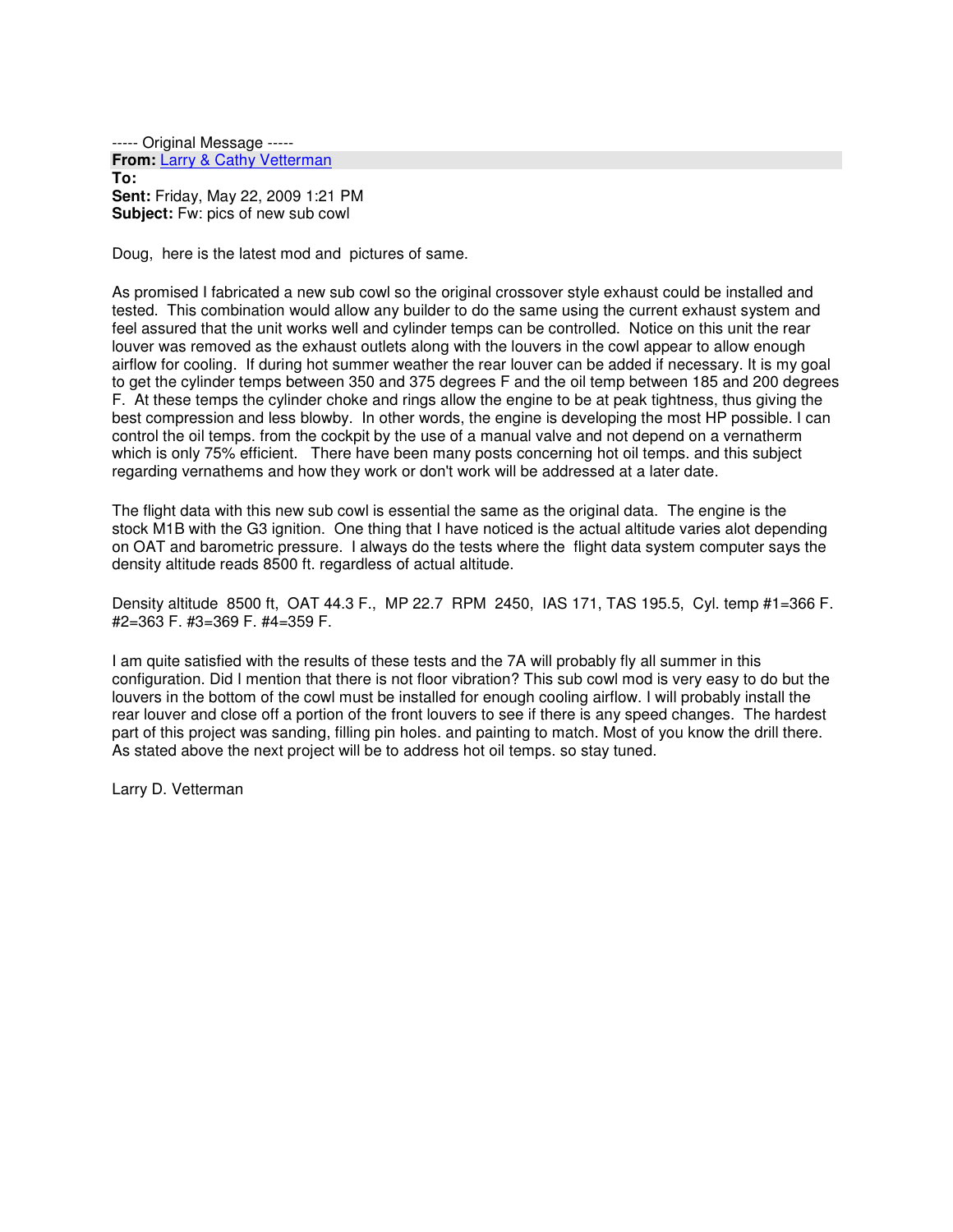----- Original Message -----

**From:** Larry & Cathy Vetterman
**To:**
**Sent:** Friday, May 22, 2009 1:21 PM
**Subject:** Fw: pics of new sub cowl

Doug, here is the latest mod and pictures of same.

As promised I fabricated a new sub cowl so the original crossover style exhaust could be installed and tested. This combination would allow any builder to do the same using the current exhaust system and feel assured that the unit works well and cylinder temps can be controlled. Notice on this unit the rear louver was removed as the exhaust outlets along with the louvers in the cowl appear to allow enough airflow for cooling. If during hot summer weather the rear louver can be added if necessary. It is my goal to get the cylinder temps between 350 and 375 degrees F and the oil temp between 185 and 200 degrees F. At these temps the cylinder choke and rings allow the engine to be at peak tightness, thus giving the best compression and less blowby. In other words, the engine is developing the most HP possible. I can control the oil temps. from the cockpit by the use of a manual valve and not depend on a vernatherm which is only 75% efficient. There have been many posts concerning hot oil temps. and this subject regarding vernathems and how they work or don't work will be addressed at a later date.

The flight data with this new sub cowl is essential the same as the original data. The engine is the stock M1B with the G3 ignition. One thing that I have noticed is the actual altitude varies alot depending on OAT and barometric pressure. I always do the tests where the flight data system computer says the density altitude reads 8500 ft. regardless of actual altitude.

Density altitude 8500 ft, OAT 44.3 F., MP 22.7 RPM 2450, IAS 171, TAS 195.5, Cyl. temp #1=366 F. #2=363 F. #3=369 F. #4=359 F.

I am quite satisfied with the results of these tests and the 7A will probably fly all summer in this configuration. Did I mention that there is not floor vibration? This sub cowl mod is very easy to do but the louvers in the bottom of the cowl must be installed for enough cooling airflow. I will probably install the rear louver and close off a portion of the front louvers to see if there is any speed changes. The hardest part of this project was sanding, filling pin holes. and painting to match. Most of you know the drill there. As stated above the next project will be to address hot oil temps. so stay tuned.

Larry D. Vetterman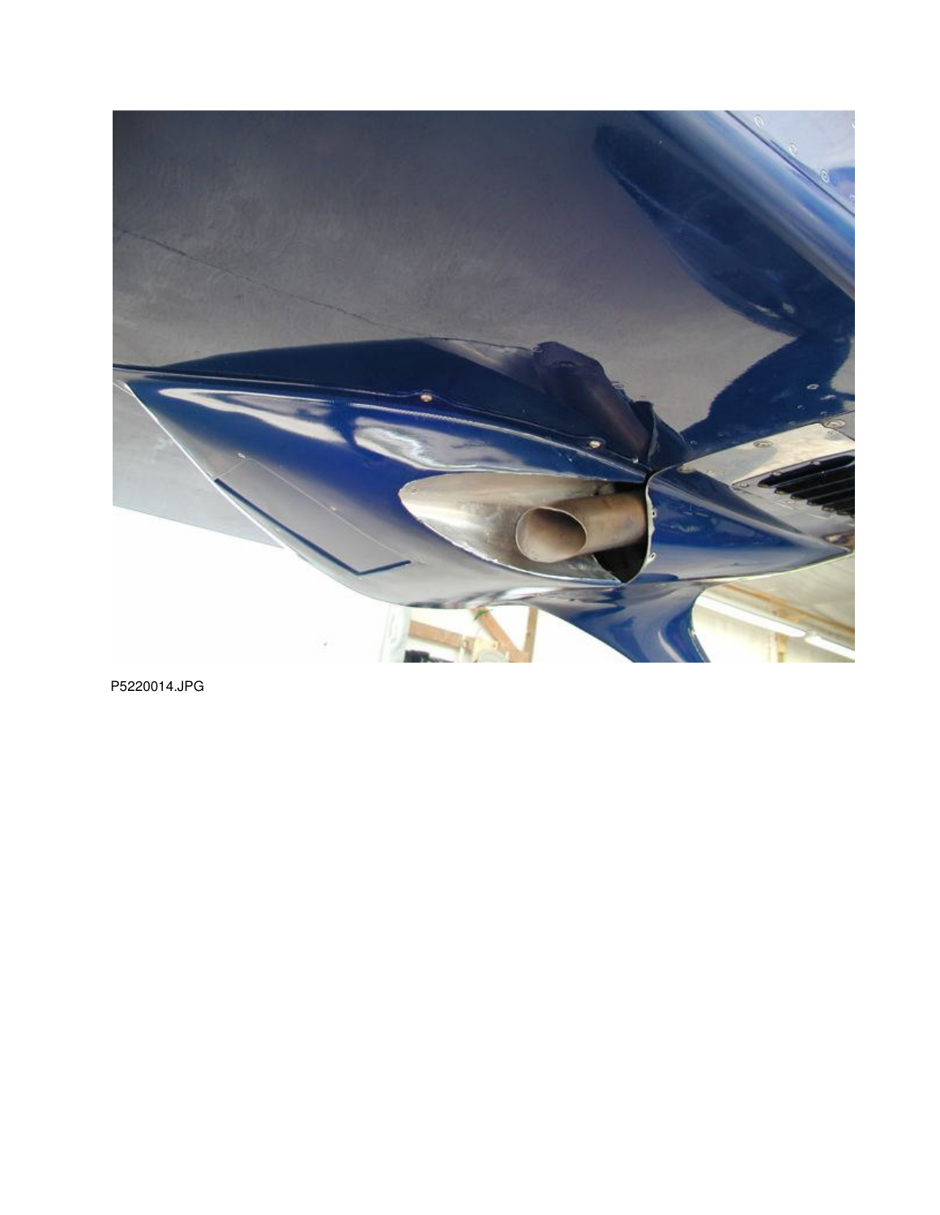P5220014.JPG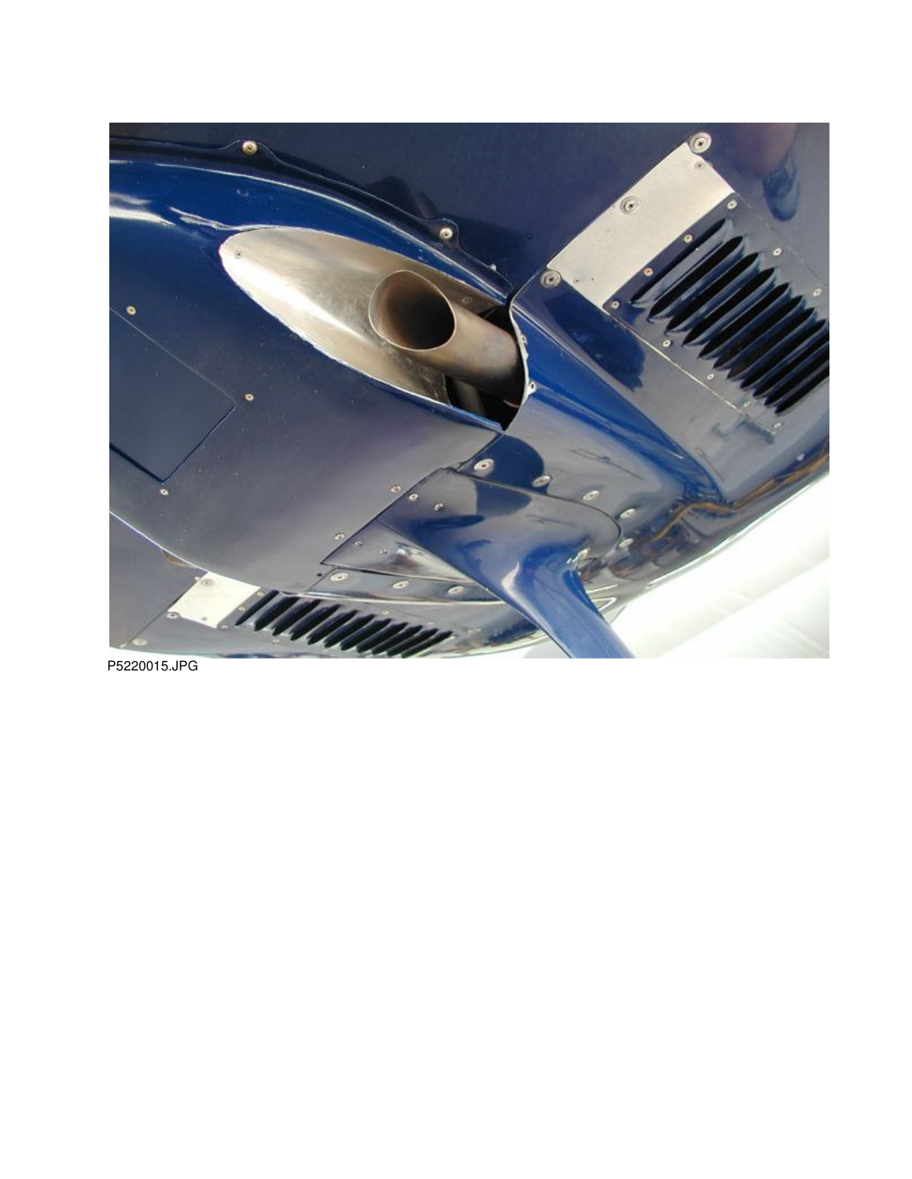P5220015.JPG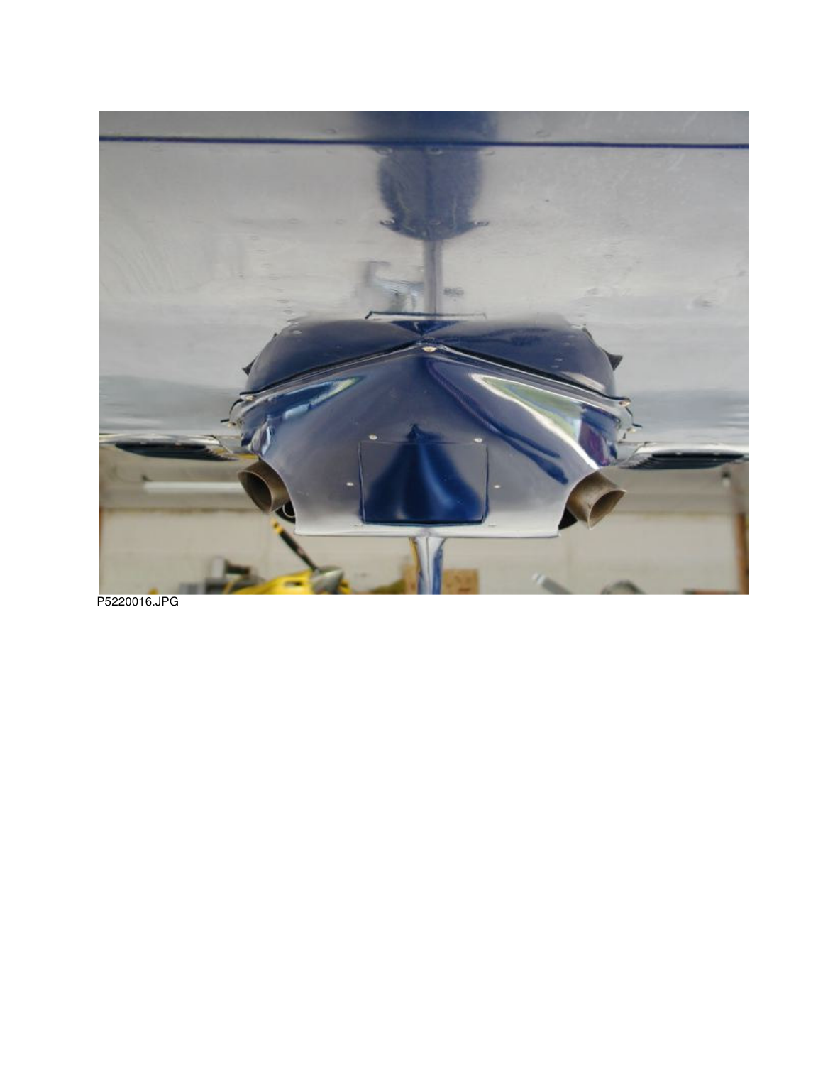P5220016.JPG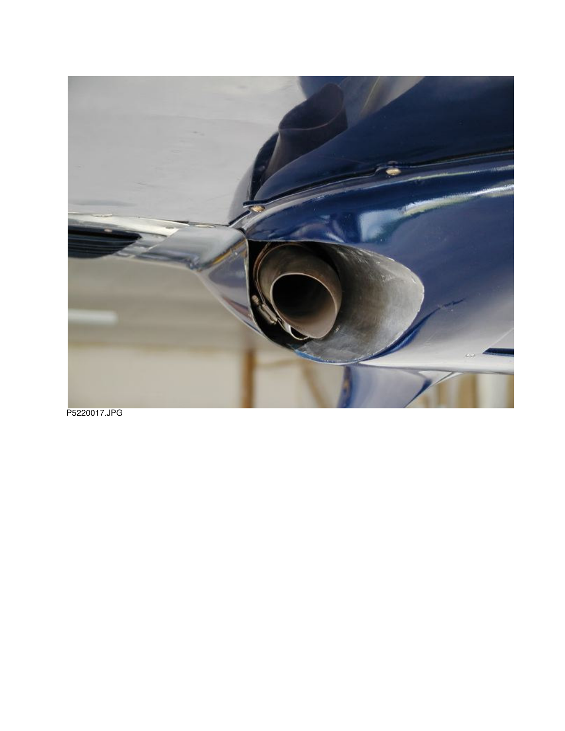P5220017.JPG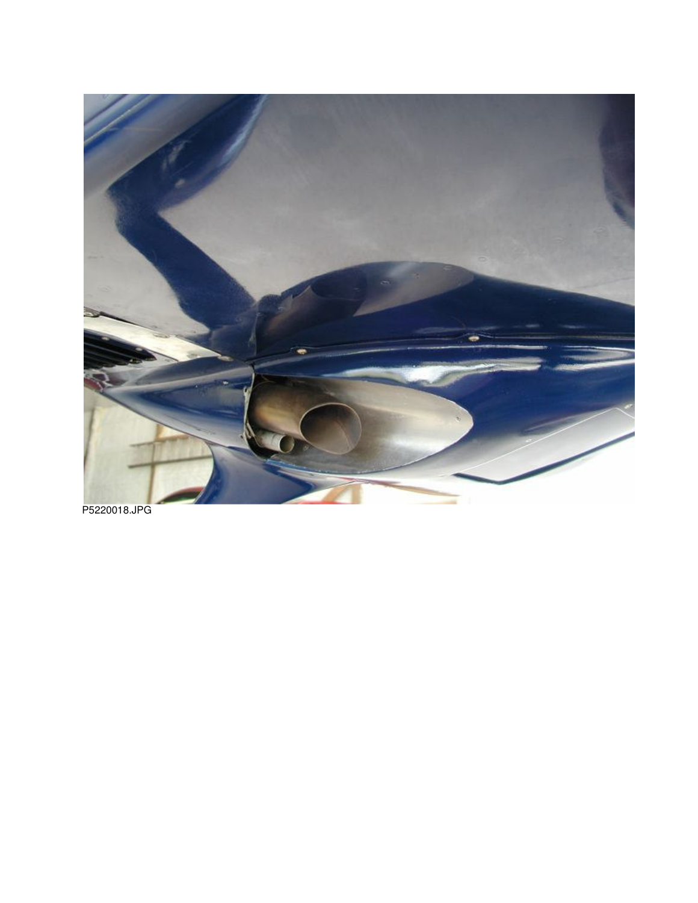P5220018.JPG